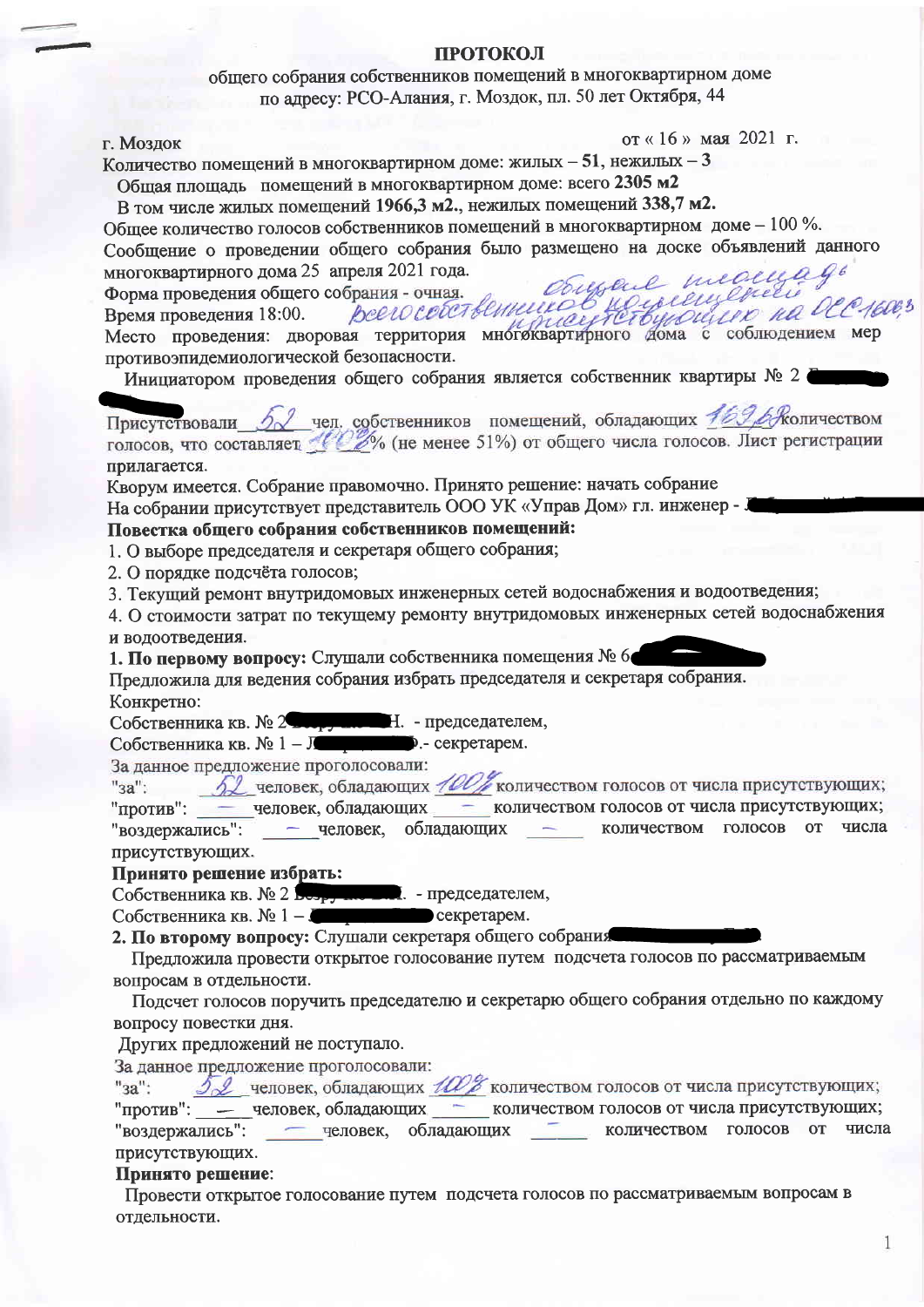# ПРОТОКОЛ

общего собрания собственников помещений в многоквартирном доме
по адресу: РСО-Алания, г. Моздок, пл. 50 лет Октября, 44

г. Моздок от « 16 » мая 2021 г.

Количество помещений в многоквартирном доме: жилых – **51**, нежилых – **3**

Общая площадь помещений в многоквартирном доме: всего **2305 м2**

В том числе жилых помещений **1966,3 м2.**, нежилых помещений **338,7 м2.**

Общее количество голосов собственников помещений в многоквартирном доме – 100 %.

Сообщение о проведении общего собрания было размещено на доске объявлений данного многоквартирного дома 25 апреля 2021 года.

Форма проведения общего собрания - очная.

Время проведения 18:00.

*Общая площадь всего собственников помещений присутствующих на ОСС 1696,3*

Место проведения: дворовая территория многоквартирного дома с соблюдением мер противоэпидемиологической безопасности.

Инициатором проведения общего собрания является собственник квартиры № 2

Присутствовали *52* чел. собственников помещений, обладающих *1696,3* количеством голосов, что составляет *100%* % (не менее 51%) от общего числа голосов. Лист регистрации прилагается.

Кворум имеется. Собрание правомочно. Принято решение: начать собрание

На собрании присутствует представитель ООО УК «Управ Дом» гл. инженер -

**Повестка общего собрания собственников помещений:**

1. О выборе председателя и секретаря общего собрания;
2. О порядке подсчёта голосов;
3. Текущий ремонт внутридомовых инженерных сетей водоснабжения и водоотведения;
4. О стоимости затрат по текущему ремонту внутридомовых инженерных сетей водоснабжения и водоотведения.

**1. По первому вопросу:** Слушали собственника помещения № 6

Предложила для ведения собрания избрать председателя и секретаря собрания.

Конкретно:

Собственника кв. № 2 Н. - председателем,

Собственника кв. № 1 – Л .- секретарем.

За данное предложение проголосовали:

"за": *52* человек, обладающих *100%* количеством голосов от числа присутствующих;

"против": — человек, обладающих — количеством голосов от числа присутствующих;

"воздержались": — человек, обладающих — количеством голосов от числа присутствующих.

**Принято решение избрать:**

Собственника кв. № 2 . - председателем,

Собственника кв. № 1 – секретарем.

**2. По второму вопросу:** Слушали секретаря общего собрания

Предложила провести открытое голосование путем подсчета голосов по рассматриваемым вопросам в отдельности.

Подсчет голосов поручить председателю и секретарю общего собрания отдельно по каждому вопросу повестки дня.

Других предложений не поступало.

За данное предложение проголосовали:

"за": *52* человек, обладающих *100%* количеством голосов от числа присутствующих;

"против": — человек, обладающих ___ количеством голосов от числа присутствующих;

"воздержались": — человек, обладающих ___ количеством голосов от числа присутствующих.

**Принято решение**:

Провести открытое голосование путем подсчета голосов по рассматриваемым вопросам в отдельности.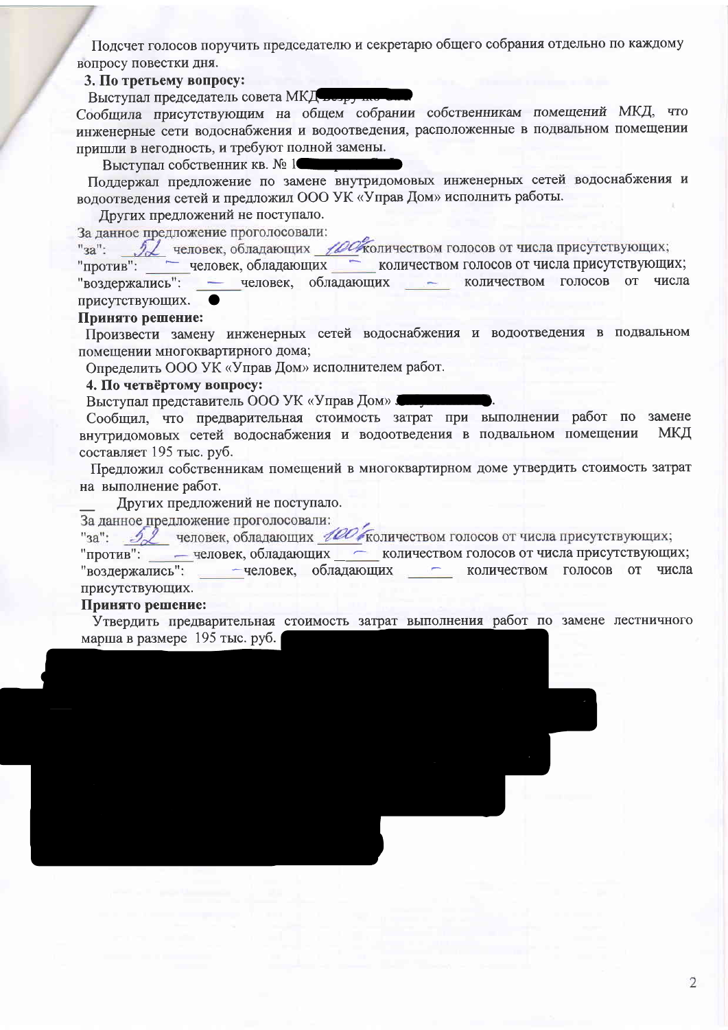Подсчет голосов поручить председателю и секретарю общего собрания отдельно по каждому вопросу повестки дня.

**3. По третьему вопросу:**

Выступал председатель совета МКД

Сообщила присутствующим на общем собрании собственникам помещений МКД, что инженерные сети водоснабжения и водоотведения, расположенные в подвальном помещении пришли в негодность, и требуют полной замены.

Выступал собственник кв. № 1

Поддержал предложение по замене внутридомовых инженерных сетей водоснабжения и водоотведения сетей и предложил ООО УК «Управ Дом» исполнить работы.

Других предложений не поступало.

За данное предложение проголосовали:

"за": 52 человек, обладающих 100% количеством голосов от числа присутствующих;

"против": — человек, обладающих — количеством голосов от числа присутствующих;

"воздержались": — человек, обладающих — количеством голосов от числа присутствующих.

**Принято решение:**

Произвести замену инженерных сетей водоснабжения и водоотведения в подвальном помещении многоквартирного дома;

Определить ООО УК «Управ Дом» исполнителем работ.

**4. По четвёртому вопросу:**

Выступал представитель ООО УК «Управ Дом» .

Сообщил, что предварительная стоимость затрат при выполнении работ по замене внутридомовых сетей водоснабжения и водоотведения в подвальном помещении МКД составляет 195 тыс. руб.

Предложил собственникам помещений в многоквартирном доме утвердить стоимость затрат на выполнение работ.

Других предложений не поступало.

За данное предложение проголосовали:

"за": 52 человек, обладающих 100% количеством голосов от числа присутствующих;

"против": — человек, обладающих — количеством голосов от числа присутствующих;

"воздержались": — человек, обладающих — количеством голосов от числа присутствующих.

**Принято решение:**

Утвердить предварительная стоимость затрат выполнения работ по замене лестничного марша в размере 195 тыс. руб.